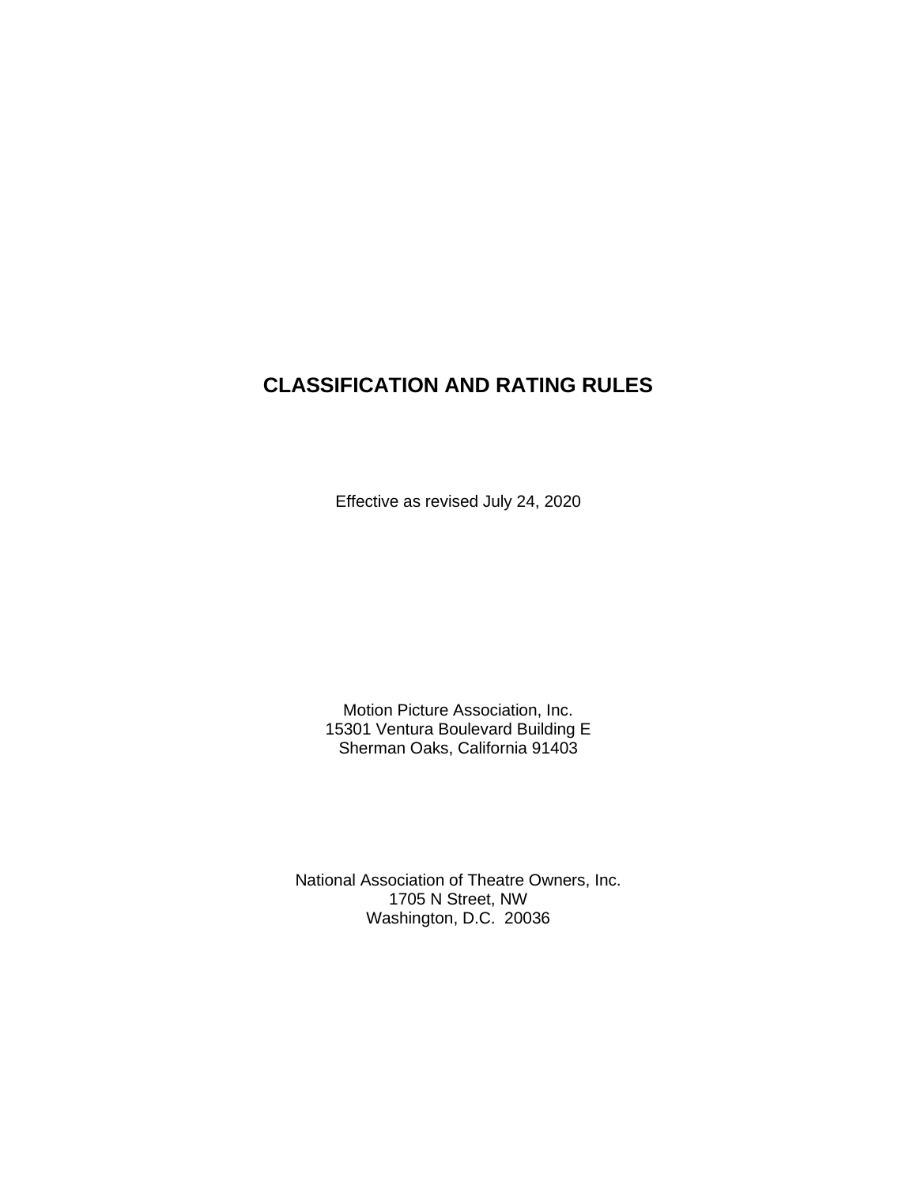# CLASSIFICATION AND RATING RULES

Effective as revised July 24, 2020

Motion Picture Association, Inc.
15301 Ventura Boulevard Building E
Sherman Oaks, California 91403

National Association of Theatre Owners, Inc.
1705 N Street, NW
Washington, D.C. 20036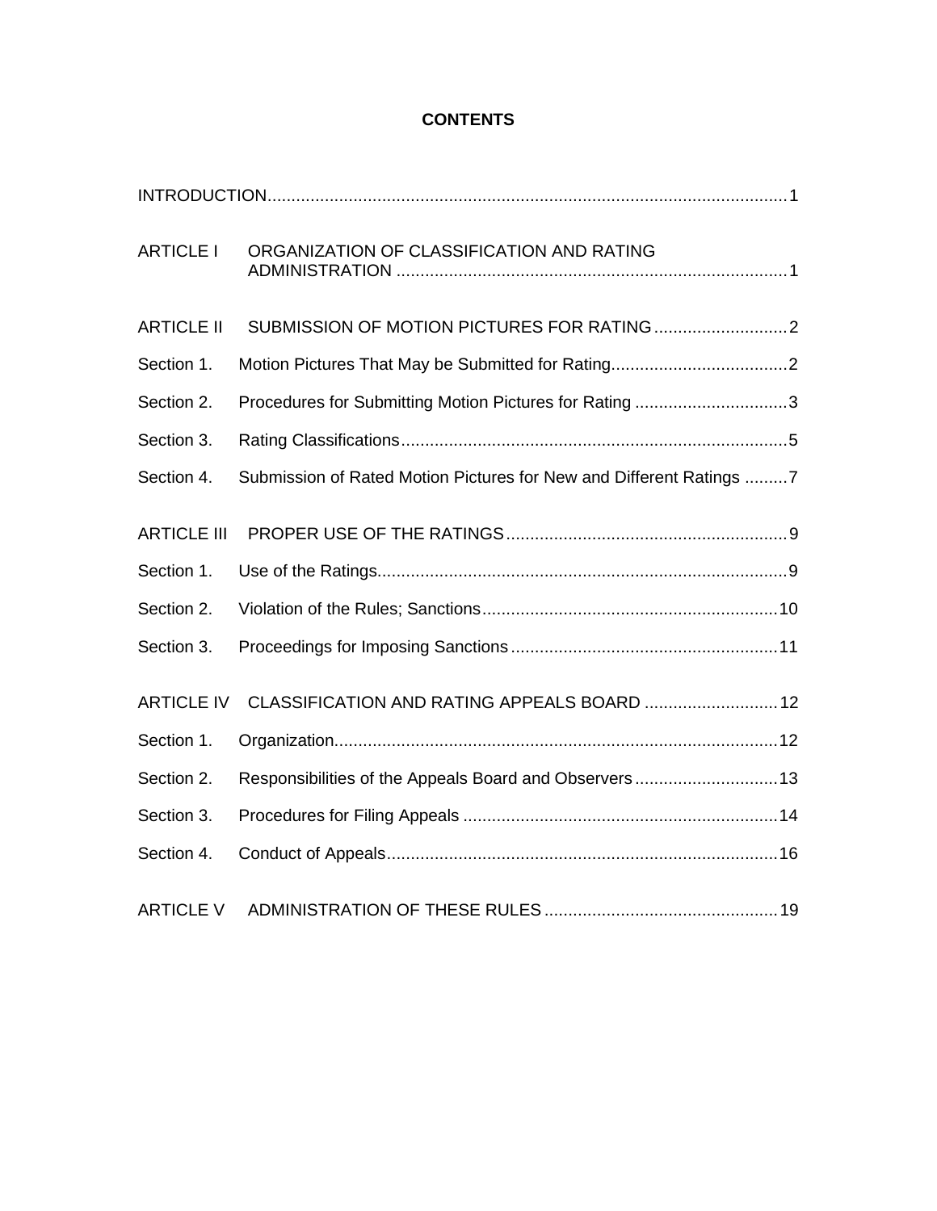# CONTENTS

INTRODUCTION........................................................................................................1

ARTICLE I ORGANIZATION OF CLASSIFICATION AND RATING ADMINISTRATION ....................................................................................1

ARTICLE II SUBMISSION OF MOTION PICTURES FOR RATING ............................2

Section 1. Motion Pictures That May be Submitted for Rating.....................................2

Section 2. Procedures for Submitting Motion Pictures for Rating ................................3

Section 3. Rating Classifications.................................................................................5

Section 4. Submission of Rated Motion Pictures for New and Different Ratings .........7

ARTICLE III PROPER USE OF THE RATINGS..........................................................9

Section 1. Use of the Ratings......................................................................................9

Section 2. Violation of the Rules; Sanctions.............................................................10

Section 3. Proceedings for Imposing Sanctions........................................................11

ARTICLE IV CLASSIFICATION AND RATING APPEALS BOARD ............................12

Section 1. Organization............................................................................................12

Section 2. Responsibilities of the Appeals Board and Observers..............................13

Section 3. Procedures for Filing Appeals .................................................................14

Section 4. Conduct of Appeals.................................................................................16

ARTICLE V ADMINISTRATION OF THESE RULES ................................................19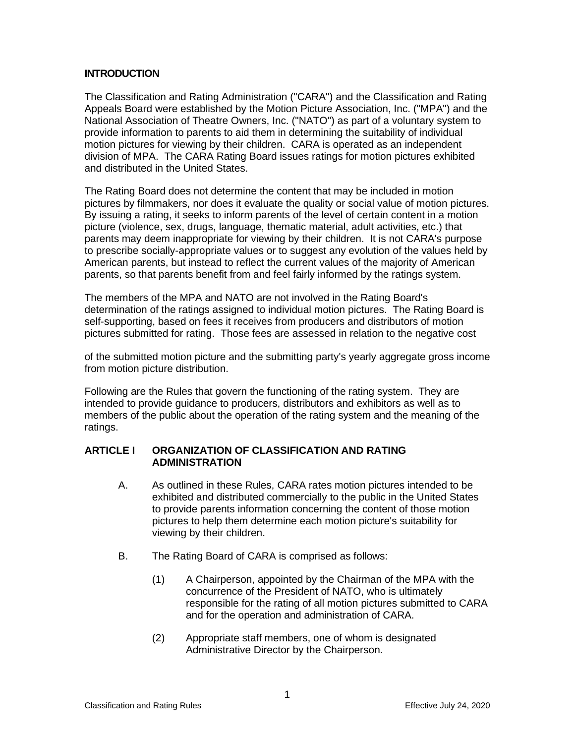## INTRODUCTION

The Classification and Rating Administration ("CARA") and the Classification and Rating Appeals Board were established by the Motion Picture Association, Inc. ("MPA") and the National Association of Theatre Owners, Inc. ("NATO") as part of a voluntary system to provide information to parents to aid them in determining the suitability of individual motion pictures for viewing by their children. CARA is operated as an independent division of MPA. The CARA Rating Board issues ratings for motion pictures exhibited and distributed in the United States.

The Rating Board does not determine the content that may be included in motion pictures by filmmakers, nor does it evaluate the quality or social value of motion pictures. By issuing a rating, it seeks to inform parents of the level of certain content in a motion picture (violence, sex, drugs, language, thematic material, adult activities, etc.) that parents may deem inappropriate for viewing by their children. It is not CARA's purpose to prescribe socially-appropriate values or to suggest any evolution of the values held by American parents, but instead to reflect the current values of the majority of American parents, so that parents benefit from and feel fairly informed by the ratings system.

The members of the MPA and NATO are not involved in the Rating Board's determination of the ratings assigned to individual motion pictures. The Rating Board is self-supporting, based on fees it receives from producers and distributors of motion pictures submitted for rating. Those fees are assessed in relation to the negative cost of the submitted motion picture and the submitting party's yearly aggregate gross income from motion picture distribution.

Following are the Rules that govern the functioning of the rating system. They are intended to provide guidance to producers, distributors and exhibitors as well as to members of the public about the operation of the rating system and the meaning of the ratings.

## ARTICLE I ORGANIZATION OF CLASSIFICATION AND RATING ADMINISTRATION

A. As outlined in these Rules, CARA rates motion pictures intended to be exhibited and distributed commercially to the public in the United States to provide parents information concerning the content of those motion pictures to help them determine each motion picture's suitability for viewing by their children.

B. The Rating Board of CARA is comprised as follows:

(1) A Chairperson, appointed by the Chairman of the MPA with the concurrence of the President of NATO, who is ultimately responsible for the rating of all motion pictures submitted to CARA and for the operation and administration of CARA.

(2) Appropriate staff members, one of whom is designated Administrative Director by the Chairperson.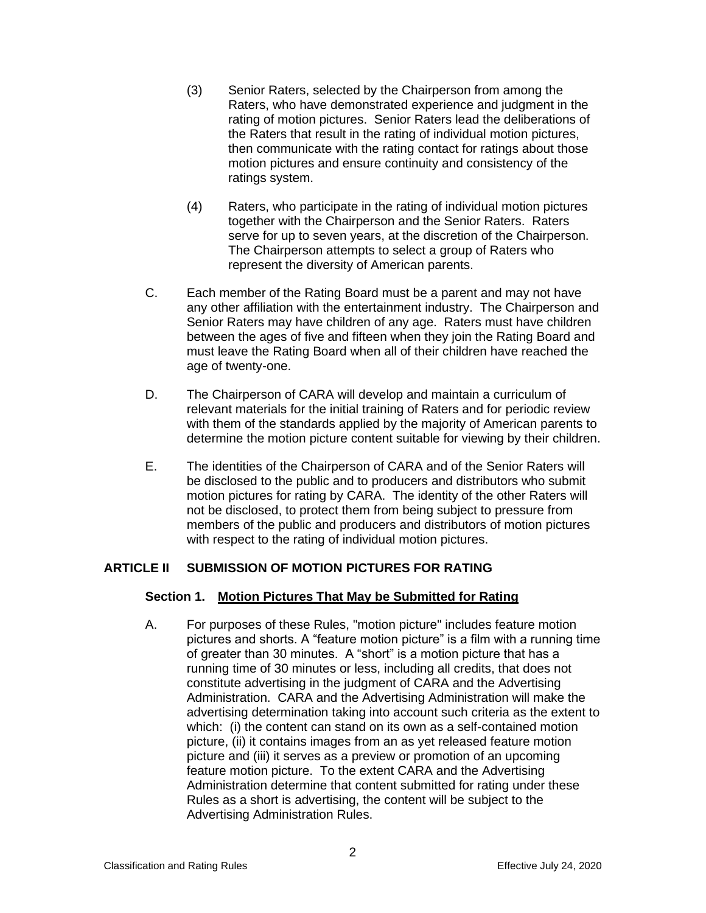(3) Senior Raters, selected by the Chairperson from among the Raters, who have demonstrated experience and judgment in the rating of motion pictures. Senior Raters lead the deliberations of the Raters that result in the rating of individual motion pictures, then communicate with the rating contact for ratings about those motion pictures and ensure continuity and consistency of the ratings system.

(4) Raters, who participate in the rating of individual motion pictures together with the Chairperson and the Senior Raters. Raters serve for up to seven years, at the discretion of the Chairperson. The Chairperson attempts to select a group of Raters who represent the diversity of American parents.

C. Each member of the Rating Board must be a parent and may not have any other affiliation with the entertainment industry. The Chairperson and Senior Raters may have children of any age. Raters must have children between the ages of five and fifteen when they join the Rating Board and must leave the Rating Board when all of their children have reached the age of twenty-one.

D. The Chairperson of CARA will develop and maintain a curriculum of relevant materials for the initial training of Raters and for periodic review with them of the standards applied by the majority of American parents to determine the motion picture content suitable for viewing by their children.

E. The identities of the Chairperson of CARA and of the Senior Raters will be disclosed to the public and to producers and distributors who submit motion pictures for rating by CARA. The identity of the other Raters will not be disclosed, to protect them from being subject to pressure from members of the public and producers and distributors of motion pictures with respect to the rating of individual motion pictures.

## ARTICLE II SUBMISSION OF MOTION PICTURES FOR RATING

### Section 1. Motion Pictures That May be Submitted for Rating

A. For purposes of these Rules, "motion picture" includes feature motion pictures and shorts. A "feature motion picture" is a film with a running time of greater than 30 minutes. A "short" is a motion picture that has a running time of 30 minutes or less, including all credits, that does not constitute advertising in the judgment of CARA and the Advertising Administration. CARA and the Advertising Administration will make the advertising determination taking into account such criteria as the extent to which: (i) the content can stand on its own as a self-contained motion picture, (ii) it contains images from an as yet released feature motion picture and (iii) it serves as a preview or promotion of an upcoming feature motion picture. To the extent CARA and the Advertising Administration determine that content submitted for rating under these Rules as a short is advertising, the content will be subject to the Advertising Administration Rules.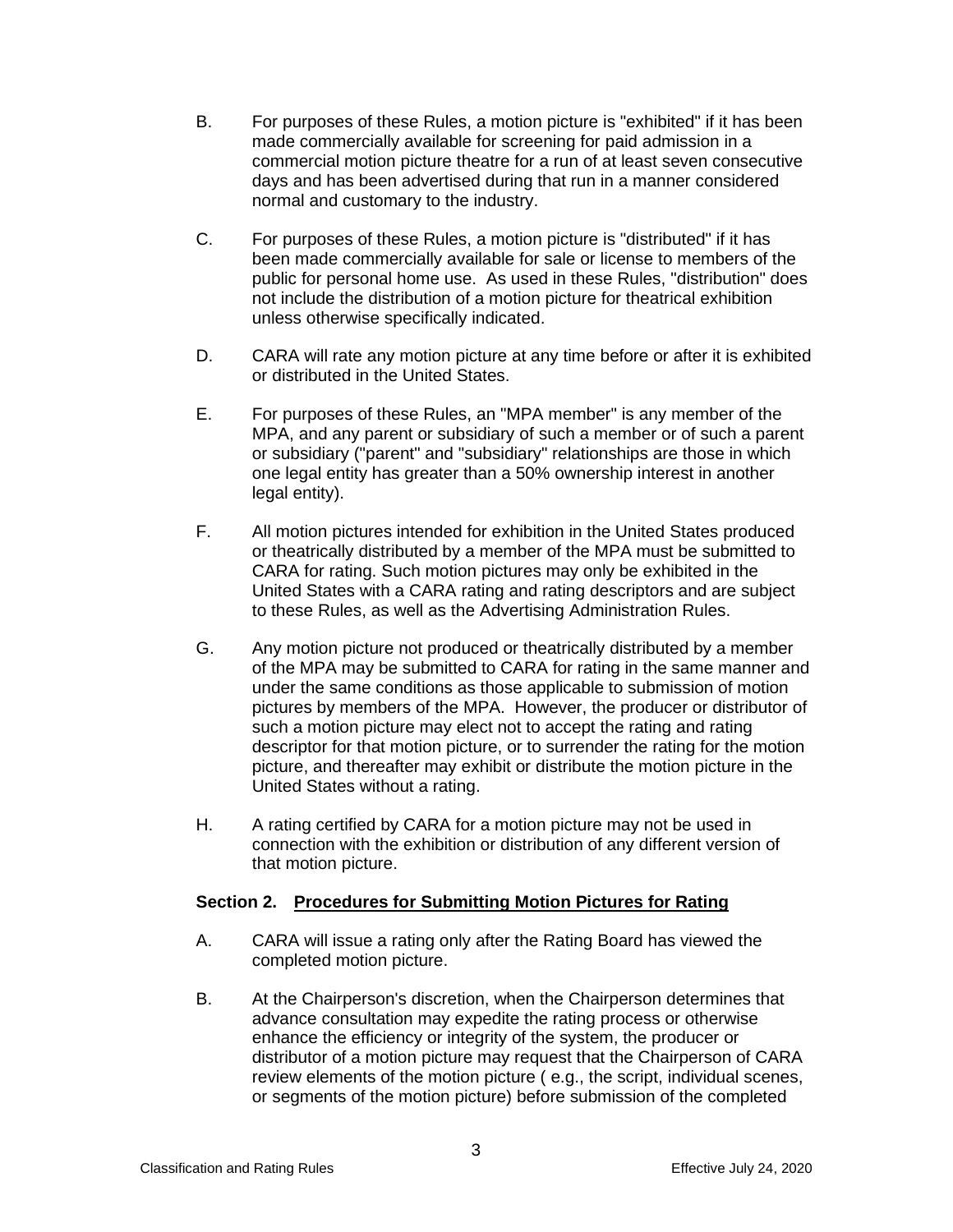B. For purposes of these Rules, a motion picture is "exhibited" if it has been made commercially available for screening for paid admission in a commercial motion picture theatre for a run of at least seven consecutive days and has been advertised during that run in a manner considered normal and customary to the industry.

C. For purposes of these Rules, a motion picture is "distributed" if it has been made commercially available for sale or license to members of the public for personal home use. As used in these Rules, "distribution" does not include the distribution of a motion picture for theatrical exhibition unless otherwise specifically indicated.

D. CARA will rate any motion picture at any time before or after it is exhibited or distributed in the United States.

E. For purposes of these Rules, an "MPA member" is any member of the MPA, and any parent or subsidiary of such a member or of such a parent or subsidiary ("parent" and "subsidiary" relationships are those in which one legal entity has greater than a 50% ownership interest in another legal entity).

F. All motion pictures intended for exhibition in the United States produced or theatrically distributed by a member of the MPA must be submitted to CARA for rating. Such motion pictures may only be exhibited in the United States with a CARA rating and rating descriptors and are subject to these Rules, as well as the Advertising Administration Rules.

G. Any motion picture not produced or theatrically distributed by a member of the MPA may be submitted to CARA for rating in the same manner and under the same conditions as those applicable to submission of motion pictures by members of the MPA. However, the producer or distributor of such a motion picture may elect not to accept the rating and rating descriptor for that motion picture, or to surrender the rating for the motion picture, and thereafter may exhibit or distribute the motion picture in the United States without a rating.

H. A rating certified by CARA for a motion picture may not be used in connection with the exhibition or distribution of any different version of that motion picture.

## Section 2. <u>Procedures for Submitting Motion Pictures for Rating</u>

A. CARA will issue a rating only after the Rating Board has viewed the completed motion picture.

B. At the Chairperson's discretion, when the Chairperson determines that advance consultation may expedite the rating process or otherwise enhance the efficiency or integrity of the system, the producer or distributor of a motion picture may request that the Chairperson of CARA review elements of the motion picture ( e.g., the script, individual scenes, or segments of the motion picture) before submission of the completed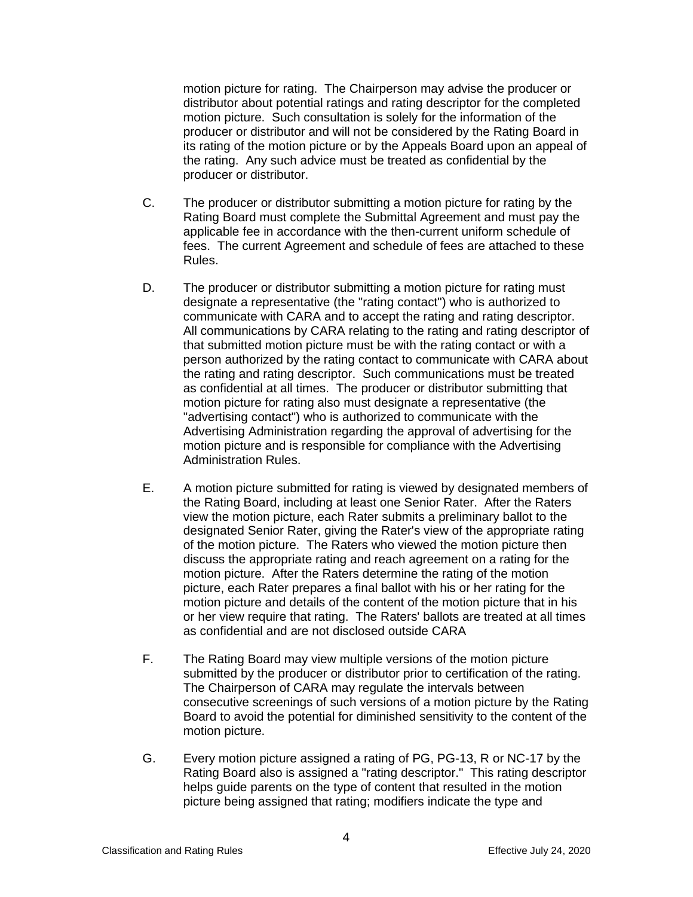motion picture for rating. The Chairperson may advise the producer or distributor about potential ratings and rating descriptor for the completed motion picture. Such consultation is solely for the information of the producer or distributor and will not be considered by the Rating Board in its rating of the motion picture or by the Appeals Board upon an appeal of the rating. Any such advice must be treated as confidential by the producer or distributor.

C. The producer or distributor submitting a motion picture for rating by the Rating Board must complete the Submittal Agreement and must pay the applicable fee in accordance with the then-current uniform schedule of fees. The current Agreement and schedule of fees are attached to these Rules.

D. The producer or distributor submitting a motion picture for rating must designate a representative (the "rating contact") who is authorized to communicate with CARA and to accept the rating and rating descriptor. All communications by CARA relating to the rating and rating descriptor of that submitted motion picture must be with the rating contact or with a person authorized by the rating contact to communicate with CARA about the rating and rating descriptor. Such communications must be treated as confidential at all times. The producer or distributor submitting that motion picture for rating also must designate a representative (the "advertising contact") who is authorized to communicate with the Advertising Administration regarding the approval of advertising for the motion picture and is responsible for compliance with the Advertising Administration Rules.

E. A motion picture submitted for rating is viewed by designated members of the Rating Board, including at least one Senior Rater. After the Raters view the motion picture, each Rater submits a preliminary ballot to the designated Senior Rater, giving the Rater's view of the appropriate rating of the motion picture. The Raters who viewed the motion picture then discuss the appropriate rating and reach agreement on a rating for the motion picture. After the Raters determine the rating of the motion picture, each Rater prepares a final ballot with his or her rating for the motion picture and details of the content of the motion picture that in his or her view require that rating. The Raters' ballots are treated at all times as confidential and are not disclosed outside CARA

F. The Rating Board may view multiple versions of the motion picture submitted by the producer or distributor prior to certification of the rating. The Chairperson of CARA may regulate the intervals between consecutive screenings of such versions of a motion picture by the Rating Board to avoid the potential for diminished sensitivity to the content of the motion picture.

G. Every motion picture assigned a rating of PG, PG-13, R or NC-17 by the Rating Board also is assigned a "rating descriptor." This rating descriptor helps guide parents on the type of content that resulted in the motion picture being assigned that rating; modifiers indicate the type and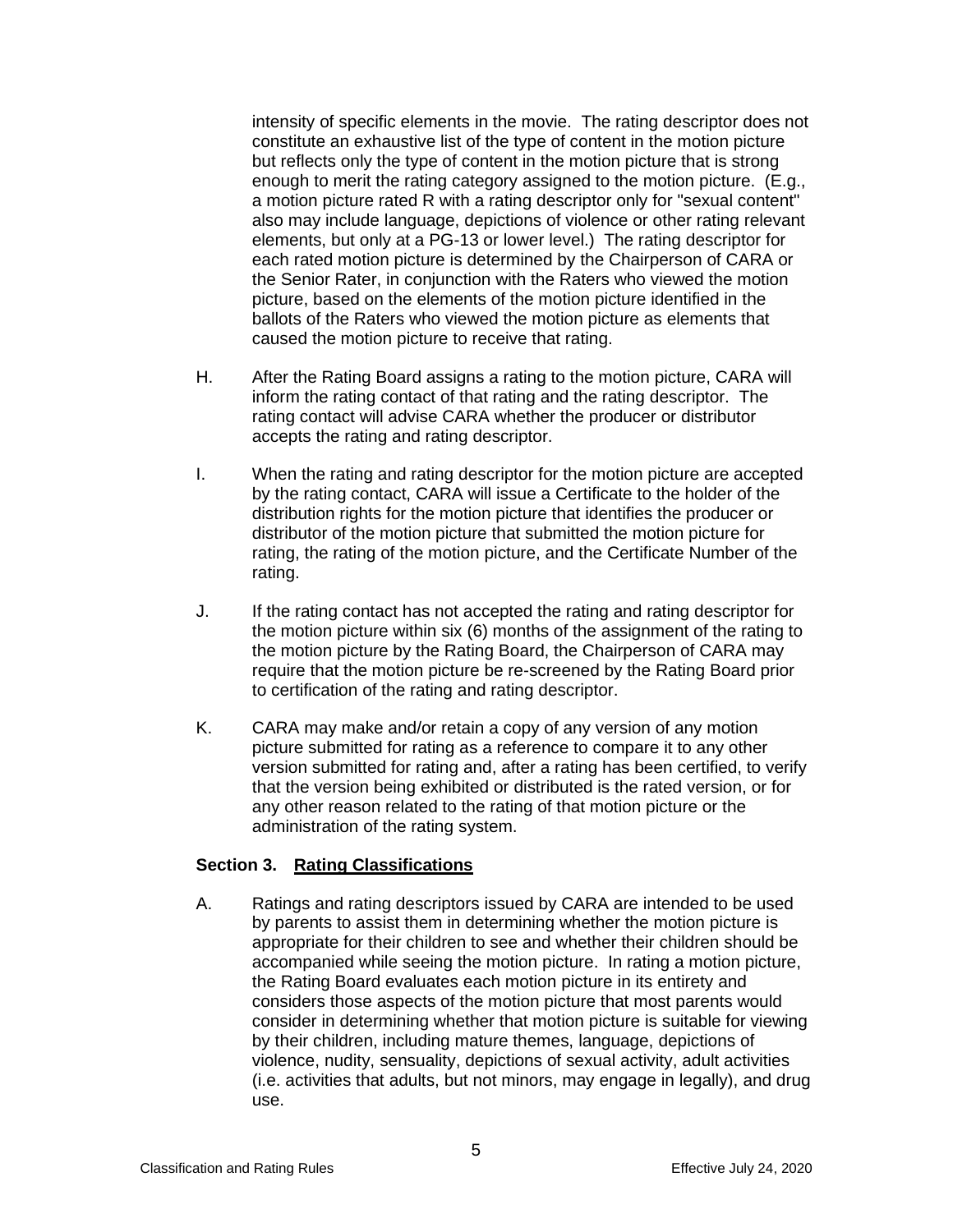intensity of specific elements in the movie. The rating descriptor does not constitute an exhaustive list of the type of content in the motion picture but reflects only the type of content in the motion picture that is strong enough to merit the rating category assigned to the motion picture. (E.g., a motion picture rated R with a rating descriptor only for "sexual content" also may include language, depictions of violence or other rating relevant elements, but only at a PG-13 or lower level.) The rating descriptor for each rated motion picture is determined by the Chairperson of CARA or the Senior Rater, in conjunction with the Raters who viewed the motion picture, based on the elements of the motion picture identified in the ballots of the Raters who viewed the motion picture as elements that caused the motion picture to receive that rating.

H. After the Rating Board assigns a rating to the motion picture, CARA will inform the rating contact of that rating and the rating descriptor. The rating contact will advise CARA whether the producer or distributor accepts the rating and rating descriptor.

I. When the rating and rating descriptor for the motion picture are accepted by the rating contact, CARA will issue a Certificate to the holder of the distribution rights for the motion picture that identifies the producer or distributor of the motion picture that submitted the motion picture for rating, the rating of the motion picture, and the Certificate Number of the rating.

J. If the rating contact has not accepted the rating and rating descriptor for the motion picture within six (6) months of the assignment of the rating to the motion picture by the Rating Board, the Chairperson of CARA may require that the motion picture be re-screened by the Rating Board prior to certification of the rating and rating descriptor.

K. CARA may make and/or retain a copy of any version of any motion picture submitted for rating as a reference to compare it to any other version submitted for rating and, after a rating has been certified, to verify that the version being exhibited or distributed is the rated version, or for any other reason related to the rating of that motion picture or the administration of the rating system.

### Section 3. <u>Rating Classifications</u>

A. Ratings and rating descriptors issued by CARA are intended to be used by parents to assist them in determining whether the motion picture is appropriate for their children to see and whether their children should be accompanied while seeing the motion picture. In rating a motion picture, the Rating Board evaluates each motion picture in its entirety and considers those aspects of the motion picture that most parents would consider in determining whether that motion picture is suitable for viewing by their children, including mature themes, language, depictions of violence, nudity, sensuality, depictions of sexual activity, adult activities (i.e. activities that adults, but not minors, may engage in legally), and drug use.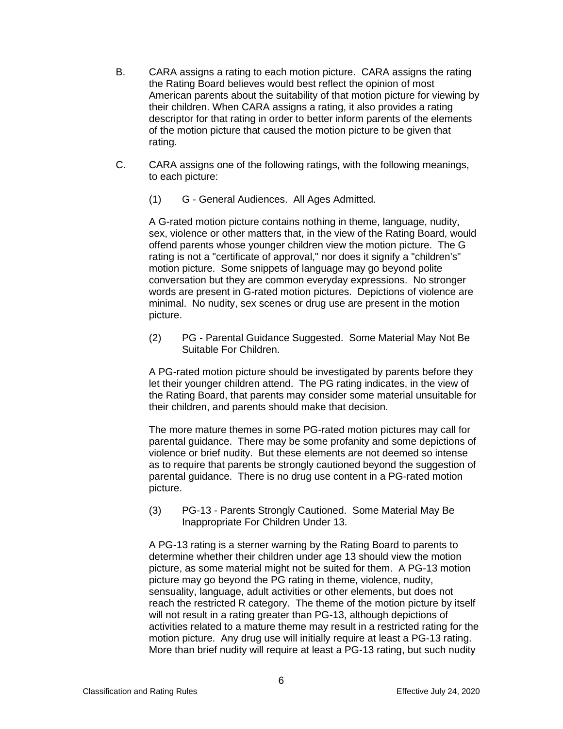B. CARA assigns a rating to each motion picture. CARA assigns the rating the Rating Board believes would best reflect the opinion of most American parents about the suitability of that motion picture for viewing by their children. When CARA assigns a rating, it also provides a rating descriptor for that rating in order to better inform parents of the elements of the motion picture that caused the motion picture to be given that rating.

C. CARA assigns one of the following ratings, with the following meanings, to each picture:

(1) G - General Audiences. All Ages Admitted.

A G-rated motion picture contains nothing in theme, language, nudity, sex, violence or other matters that, in the view of the Rating Board, would offend parents whose younger children view the motion picture. The G rating is not a "certificate of approval," nor does it signify a "children's" motion picture. Some snippets of language may go beyond polite conversation but they are common everyday expressions. No stronger words are present in G-rated motion pictures. Depictions of violence are minimal. No nudity, sex scenes or drug use are present in the motion picture.

(2) PG - Parental Guidance Suggested. Some Material May Not Be Suitable For Children.

A PG-rated motion picture should be investigated by parents before they let their younger children attend. The PG rating indicates, in the view of the Rating Board, that parents may consider some material unsuitable for their children, and parents should make that decision.

The more mature themes in some PG-rated motion pictures may call for parental guidance. There may be some profanity and some depictions of violence or brief nudity. But these elements are not deemed so intense as to require that parents be strongly cautioned beyond the suggestion of parental guidance. There is no drug use content in a PG-rated motion picture.

(3) PG-13 - Parents Strongly Cautioned. Some Material May Be Inappropriate For Children Under 13.

A PG-13 rating is a sterner warning by the Rating Board to parents to determine whether their children under age 13 should view the motion picture, as some material might not be suited for them. A PG-13 motion picture may go beyond the PG rating in theme, violence, nudity, sensuality, language, adult activities or other elements, but does not reach the restricted R category. The theme of the motion picture by itself will not result in a rating greater than PG-13, although depictions of activities related to a mature theme may result in a restricted rating for the motion picture. Any drug use will initially require at least a PG-13 rating. More than brief nudity will require at least a PG-13 rating, but such nudity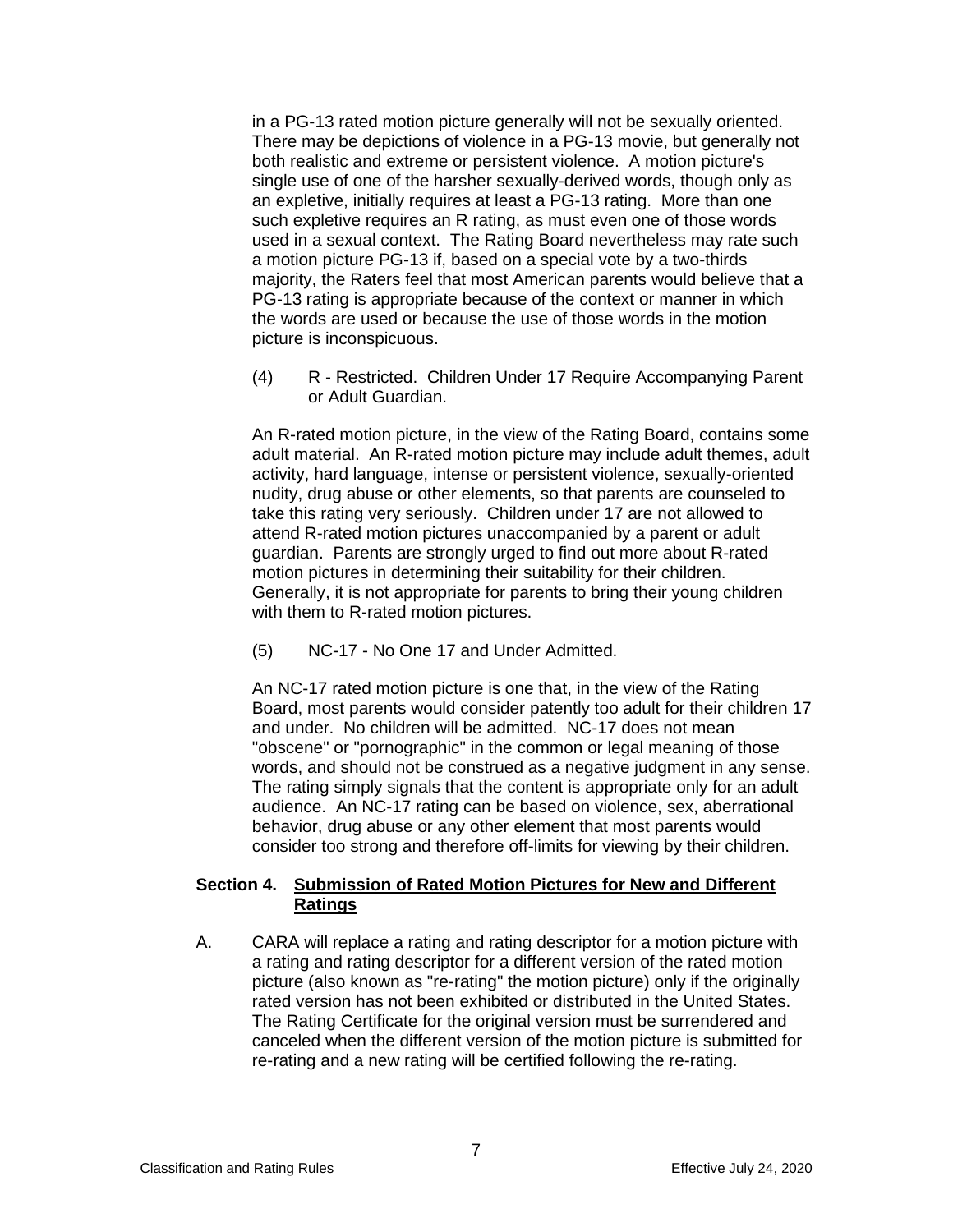in a PG-13 rated motion picture generally will not be sexually oriented. There may be depictions of violence in a PG-13 movie, but generally not both realistic and extreme or persistent violence. A motion picture's single use of one of the harsher sexually-derived words, though only as an expletive, initially requires at least a PG-13 rating. More than one such expletive requires an R rating, as must even one of those words used in a sexual context. The Rating Board nevertheless may rate such a motion picture PG-13 if, based on a special vote by a two-thirds majority, the Raters feel that most American parents would believe that a PG-13 rating is appropriate because of the context or manner in which the words are used or because the use of those words in the motion picture is inconspicuous.

(4) R - Restricted. Children Under 17 Require Accompanying Parent or Adult Guardian.

An R-rated motion picture, in the view of the Rating Board, contains some adult material. An R-rated motion picture may include adult themes, adult activity, hard language, intense or persistent violence, sexually-oriented nudity, drug abuse or other elements, so that parents are counseled to take this rating very seriously. Children under 17 are not allowed to attend R-rated motion pictures unaccompanied by a parent or adult guardian. Parents are strongly urged to find out more about R-rated motion pictures in determining their suitability for their children. Generally, it is not appropriate for parents to bring their young children with them to R-rated motion pictures.

(5) NC-17 - No One 17 and Under Admitted.

An NC-17 rated motion picture is one that, in the view of the Rating Board, most parents would consider patently too adult for their children 17 and under. No children will be admitted. NC-17 does not mean "obscene" or "pornographic" in the common or legal meaning of those words, and should not be construed as a negative judgment in any sense. The rating simply signals that the content is appropriate only for an adult audience. An NC-17 rating can be based on violence, sex, aberrational behavior, drug abuse or any other element that most parents would consider too strong and therefore off-limits for viewing by their children.

### Section 4. Submission of Rated Motion Pictures for New and Different Ratings

A. CARA will replace a rating and rating descriptor for a motion picture with a rating and rating descriptor for a different version of the rated motion picture (also known as "re-rating" the motion picture) only if the originally rated version has not been exhibited or distributed in the United States. The Rating Certificate for the original version must be surrendered and canceled when the different version of the motion picture is submitted for re-rating and a new rating will be certified following the re-rating.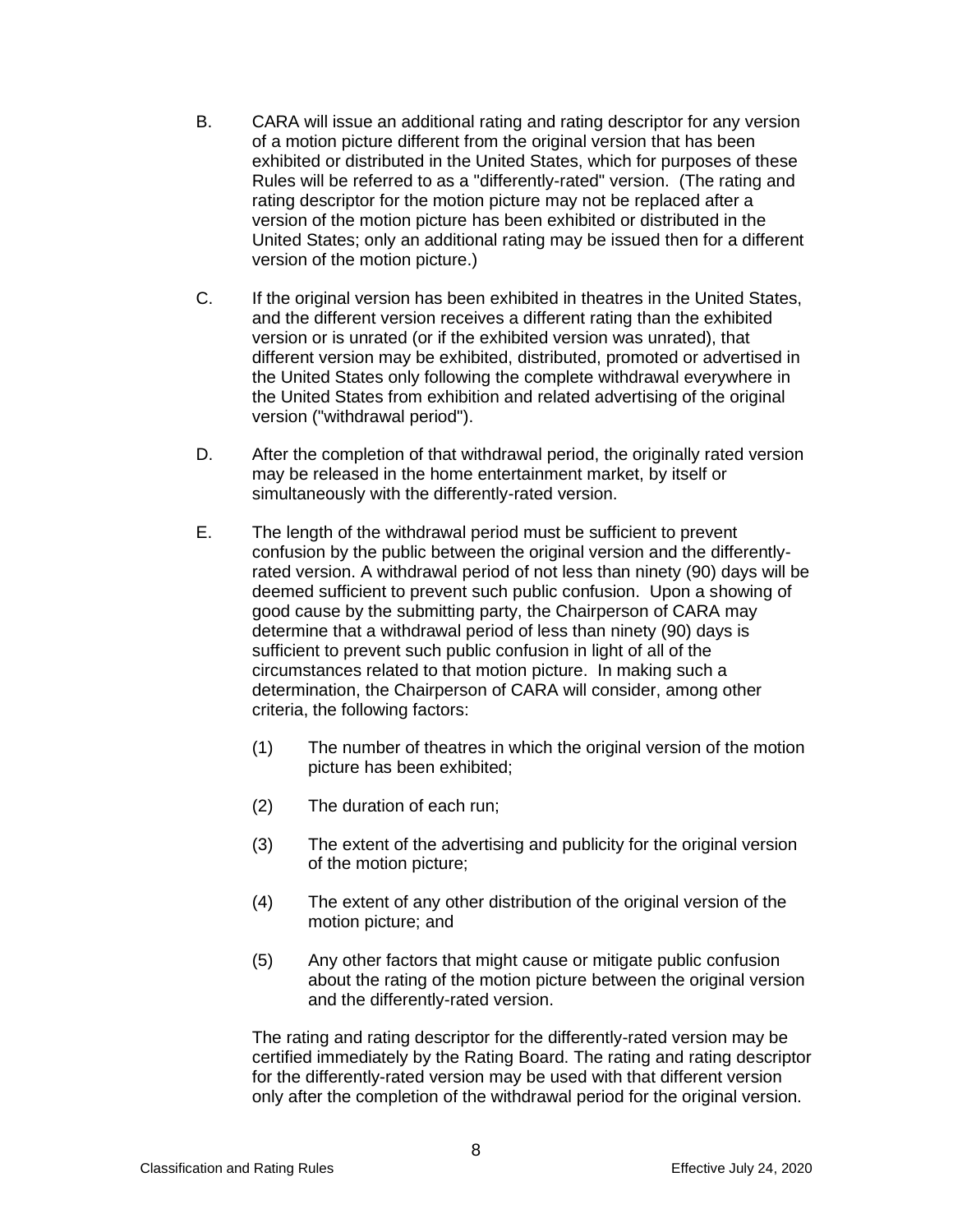B. CARA will issue an additional rating and rating descriptor for any version of a motion picture different from the original version that has been exhibited or distributed in the United States, which for purposes of these Rules will be referred to as a "differently-rated" version. (The rating and rating descriptor for the motion picture may not be replaced after a version of the motion picture has been exhibited or distributed in the United States; only an additional rating may be issued then for a different version of the motion picture.)

C. If the original version has been exhibited in theatres in the United States, and the different version receives a different rating than the exhibited version or is unrated (or if the exhibited version was unrated), that different version may be exhibited, distributed, promoted or advertised in the United States only following the complete withdrawal everywhere in the United States from exhibition and related advertising of the original version ("withdrawal period").

D. After the completion of that withdrawal period, the originally rated version may be released in the home entertainment market, by itself or simultaneously with the differently-rated version.

E. The length of the withdrawal period must be sufficient to prevent confusion by the public between the original version and the differently-rated version. A withdrawal period of not less than ninety (90) days will be deemed sufficient to prevent such public confusion. Upon a showing of good cause by the submitting party, the Chairperson of CARA may determine that a withdrawal period of less than ninety (90) days is sufficient to prevent such public confusion in light of all of the circumstances related to that motion picture. In making such a determination, the Chairperson of CARA will consider, among other criteria, the following factors:

   (1) The number of theatres in which the original version of the motion picture has been exhibited;

   (2) The duration of each run;

   (3) The extent of the advertising and publicity for the original version of the motion picture;

   (4) The extent of any other distribution of the original version of the motion picture; and

   (5) Any other factors that might cause or mitigate public confusion about the rating of the motion picture between the original version and the differently-rated version.

   The rating and rating descriptor for the differently-rated version may be certified immediately by the Rating Board. The rating and rating descriptor for the differently-rated version may be used with that different version only after the completion of the withdrawal period for the original version.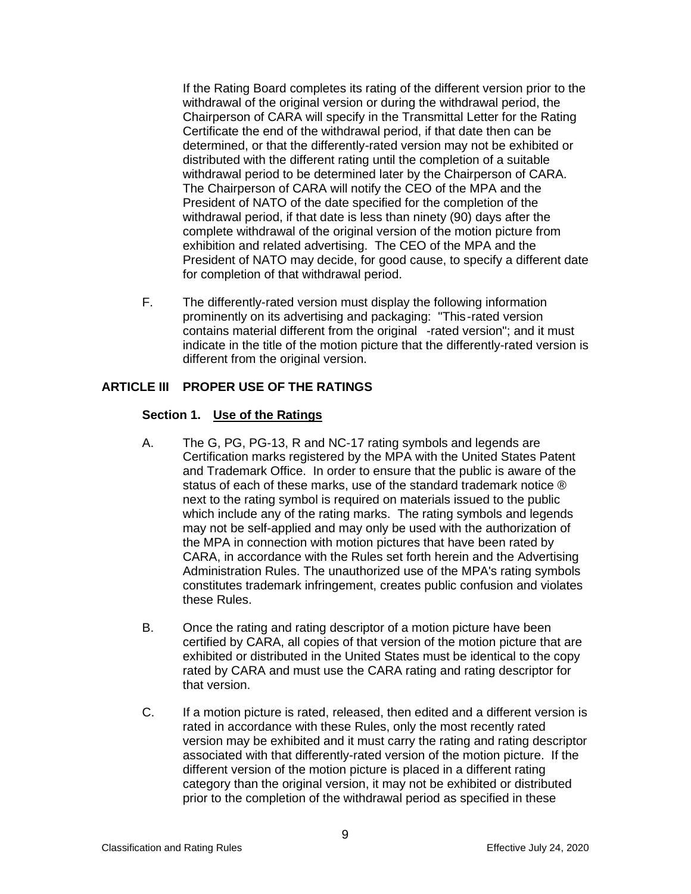If the Rating Board completes its rating of the different version prior to the withdrawal of the original version or during the withdrawal period, the Chairperson of CARA will specify in the Transmittal Letter for the Rating Certificate the end of the withdrawal period, if that date then can be determined, or that the differently-rated version may not be exhibited or distributed with the different rating until the completion of a suitable withdrawal period to be determined later by the Chairperson of CARA. The Chairperson of CARA will notify the CEO of the MPA and the President of NATO of the date specified for the completion of the withdrawal period, if that date is less than ninety (90) days after the complete withdrawal of the original version of the motion picture from exhibition and related advertising. The CEO of the MPA and the President of NATO may decide, for good cause, to specify a different date for completion of that withdrawal period.

F. The differently-rated version must display the following information prominently on its advertising and packaging: "This -rated version contains material different from the original -rated version"; and it must indicate in the title of the motion picture that the differently-rated version is different from the original version.

## ARTICLE III PROPER USE OF THE RATINGS

### Section 1. Use of the Ratings

A. The G, PG, PG-13, R and NC-17 rating symbols and legends are Certification marks registered by the MPA with the United States Patent and Trademark Office. In order to ensure that the public is aware of the status of each of these marks, use of the standard trademark notice ® next to the rating symbol is required on materials issued to the public which include any of the rating marks. The rating symbols and legends may not be self-applied and may only be used with the authorization of the MPA in connection with motion pictures that have been rated by CARA, in accordance with the Rules set forth herein and the Advertising Administration Rules. The unauthorized use of the MPA's rating symbols constitutes trademark infringement, creates public confusion and violates these Rules.

B. Once the rating and rating descriptor of a motion picture have been certified by CARA, all copies of that version of the motion picture that are exhibited or distributed in the United States must be identical to the copy rated by CARA and must use the CARA rating and rating descriptor for that version.

C. If a motion picture is rated, released, then edited and a different version is rated in accordance with these Rules, only the most recently rated version may be exhibited and it must carry the rating and rating descriptor associated with that differently-rated version of the motion picture. If the different version of the motion picture is placed in a different rating category than the original version, it may not be exhibited or distributed prior to the completion of the withdrawal period as specified in these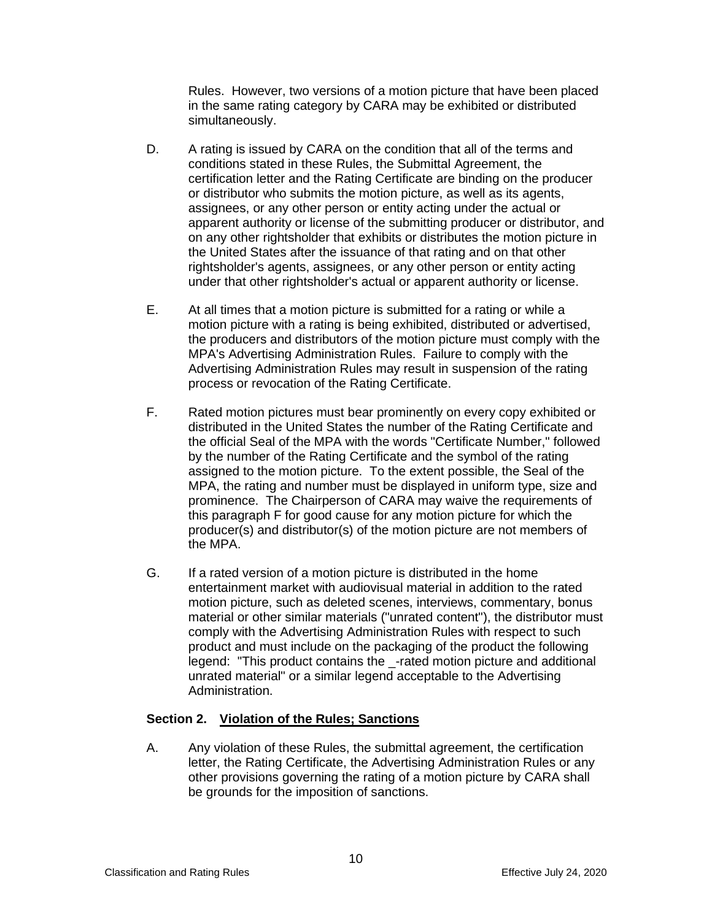Rules. However, two versions of a motion picture that have been placed in the same rating category by CARA may be exhibited or distributed simultaneously.

D. A rating is issued by CARA on the condition that all of the terms and conditions stated in these Rules, the Submittal Agreement, the certification letter and the Rating Certificate are binding on the producer or distributor who submits the motion picture, as well as its agents, assignees, or any other person or entity acting under the actual or apparent authority or license of the submitting producer or distributor, and on any other rightsholder that exhibits or distributes the motion picture in the United States after the issuance of that rating and on that other rightsholder's agents, assignees, or any other person or entity acting under that other rightsholder's actual or apparent authority or license.

E. At all times that a motion picture is submitted for a rating or while a motion picture with a rating is being exhibited, distributed or advertised, the producers and distributors of the motion picture must comply with the MPA's Advertising Administration Rules. Failure to comply with the Advertising Administration Rules may result in suspension of the rating process or revocation of the Rating Certificate.

F. Rated motion pictures must bear prominently on every copy exhibited or distributed in the United States the number of the Rating Certificate and the official Seal of the MPA with the words "Certificate Number," followed by the number of the Rating Certificate and the symbol of the rating assigned to the motion picture. To the extent possible, the Seal of the MPA, the rating and number must be displayed in uniform type, size and prominence. The Chairperson of CARA may waive the requirements of this paragraph F for good cause for any motion picture for which the producer(s) and distributor(s) of the motion picture are not members of the MPA.

G. If a rated version of a motion picture is distributed in the home entertainment market with audiovisual material in addition to the rated motion picture, such as deleted scenes, interviews, commentary, bonus material or other similar materials ("unrated content"), the distributor must comply with the Advertising Administration Rules with respect to such product and must include on the packaging of the product the following legend: "This product contains the _-rated motion picture and additional unrated material" or a similar legend acceptable to the Advertising Administration.

### Section 2. Violation of the Rules; Sanctions

A. Any violation of these Rules, the submittal agreement, the certification letter, the Rating Certificate, the Advertising Administration Rules or any other provisions governing the rating of a motion picture by CARA shall be grounds for the imposition of sanctions.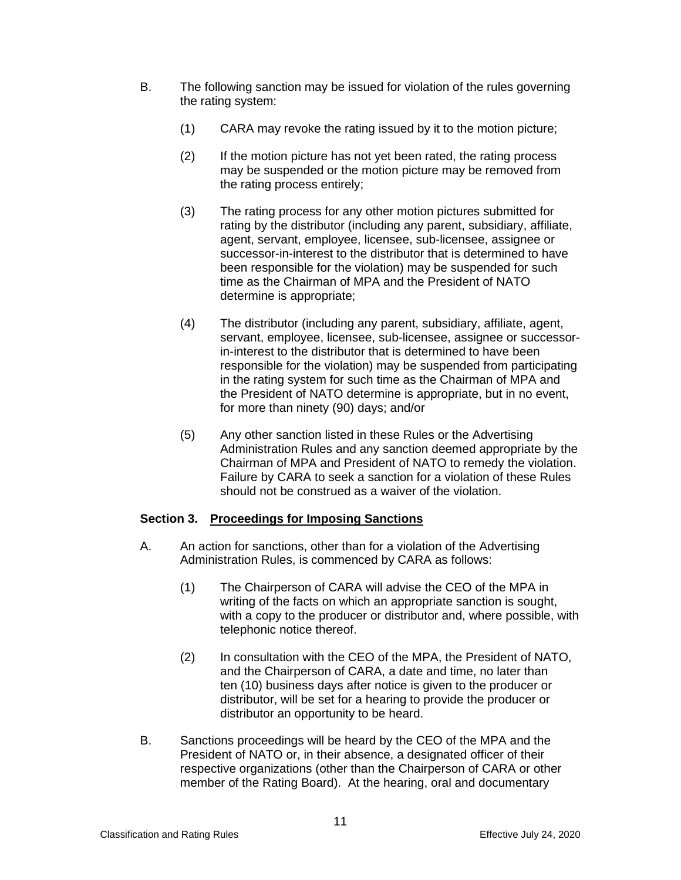B. The following sanction may be issued for violation of the rules governing the rating system:

   (1) CARA may revoke the rating issued by it to the motion picture;

   (2) If the motion picture has not yet been rated, the rating process may be suspended or the motion picture may be removed from the rating process entirely;

   (3) The rating process for any other motion pictures submitted for rating by the distributor (including any parent, subsidiary, affiliate, agent, servant, employee, licensee, sub-licensee, assignee or successor-in-interest to the distributor that is determined to have been responsible for the violation) may be suspended for such time as the Chairman of MPA and the President of NATO determine is appropriate;

   (4) The distributor (including any parent, subsidiary, affiliate, agent, servant, employee, licensee, sub-licensee, assignee or successor-in-interest to the distributor that is determined to have been responsible for the violation) may be suspended from participating in the rating system for such time as the Chairman of MPA and the President of NATO determine is appropriate, but in no event, for more than ninety (90) days; and/or

   (5) Any other sanction listed in these Rules or the Advertising Administration Rules and any sanction deemed appropriate by the Chairman of MPA and President of NATO to remedy the violation. Failure by CARA to seek a sanction for a violation of these Rules should not be construed as a waiver of the violation.

### Section 3. Proceedings for Imposing Sanctions

A. An action for sanctions, other than for a violation of the Advertising Administration Rules, is commenced by CARA as follows:

   (1) The Chairperson of CARA will advise the CEO of the MPA in writing of the facts on which an appropriate sanction is sought, with a copy to the producer or distributor and, where possible, with telephonic notice thereof.

   (2) In consultation with the CEO of the MPA, the President of NATO, and the Chairperson of CARA, a date and time, no later than ten (10) business days after notice is given to the producer or distributor, will be set for a hearing to provide the producer or distributor an opportunity to be heard.

B. Sanctions proceedings will be heard by the CEO of the MPA and the President of NATO or, in their absence, a designated officer of their respective organizations (other than the Chairperson of CARA or other member of the Rating Board). At the hearing, oral and documentary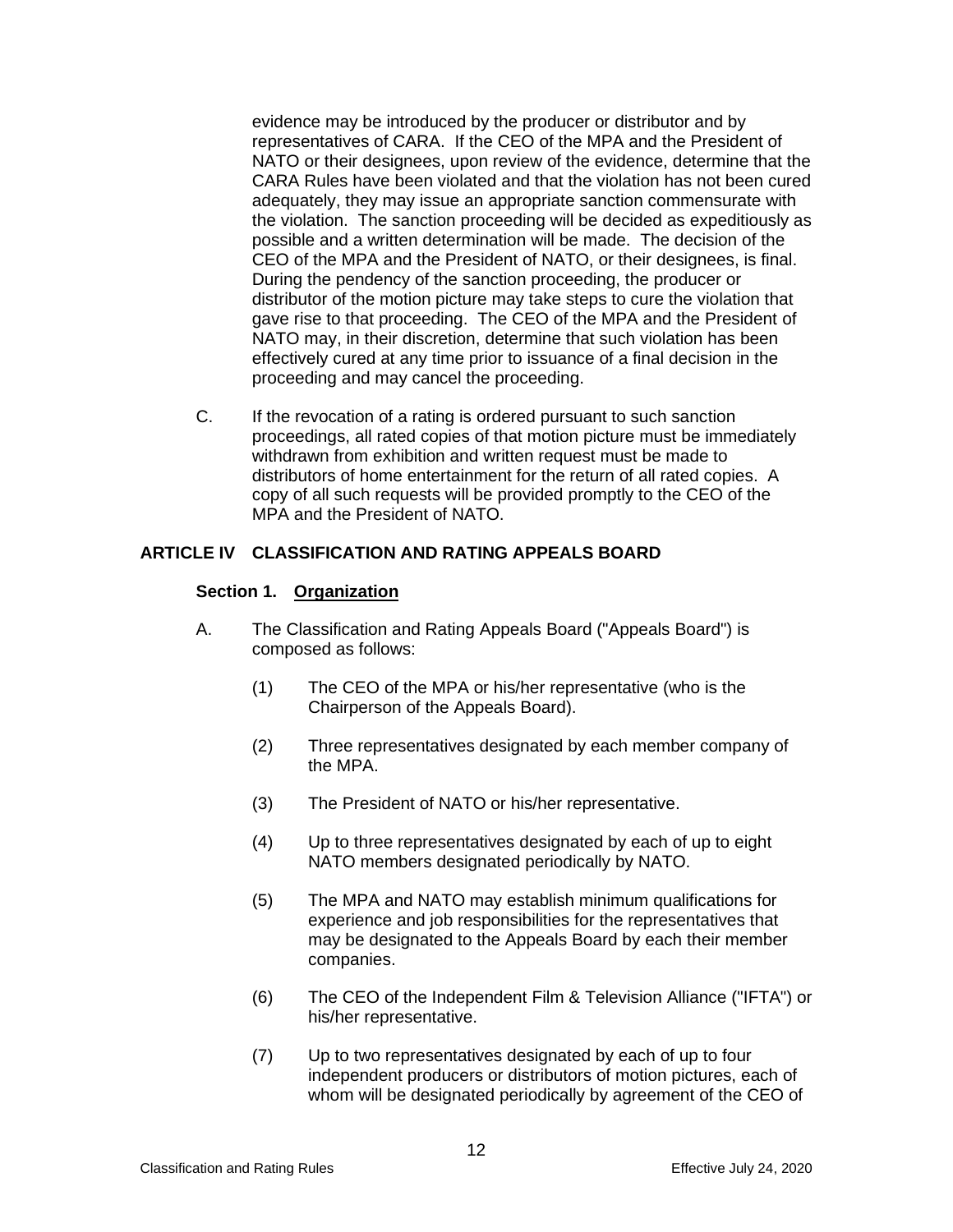evidence may be introduced by the producer or distributor and by representatives of CARA. If the CEO of the MPA and the President of NATO or their designees, upon review of the evidence, determine that the CARA Rules have been violated and that the violation has not been cured adequately, they may issue an appropriate sanction commensurate with the violation. The sanction proceeding will be decided as expeditiously as possible and a written determination will be made. The decision of the CEO of the MPA and the President of NATO, or their designees, is final. During the pendency of the sanction proceeding, the producer or distributor of the motion picture may take steps to cure the violation that gave rise to that proceeding. The CEO of the MPA and the President of NATO may, in their discretion, determine that such violation has been effectively cured at any time prior to issuance of a final decision in the proceeding and may cancel the proceeding.

C. If the revocation of a rating is ordered pursuant to such sanction proceedings, all rated copies of that motion picture must be immediately withdrawn from exhibition and written request must be made to distributors of home entertainment for the return of all rated copies. A copy of all such requests will be provided promptly to the CEO of the MPA and the President of NATO.

## ARTICLE IV CLASSIFICATION AND RATING APPEALS BOARD

### Section 1. Organization

A. The Classification and Rating Appeals Board ("Appeals Board") is composed as follows:

(1) The CEO of the MPA or his/her representative (who is the Chairperson of the Appeals Board).

(2) Three representatives designated by each member company of the MPA.

(3) The President of NATO or his/her representative.

(4) Up to three representatives designated by each of up to eight NATO members designated periodically by NATO.

(5) The MPA and NATO may establish minimum qualifications for experience and job responsibilities for the representatives that may be designated to the Appeals Board by each their member companies.

(6) The CEO of the Independent Film & Television Alliance ("IFTA") or his/her representative.

(7) Up to two representatives designated by each of up to four independent producers or distributors of motion pictures, each of whom will be designated periodically by agreement of the CEO of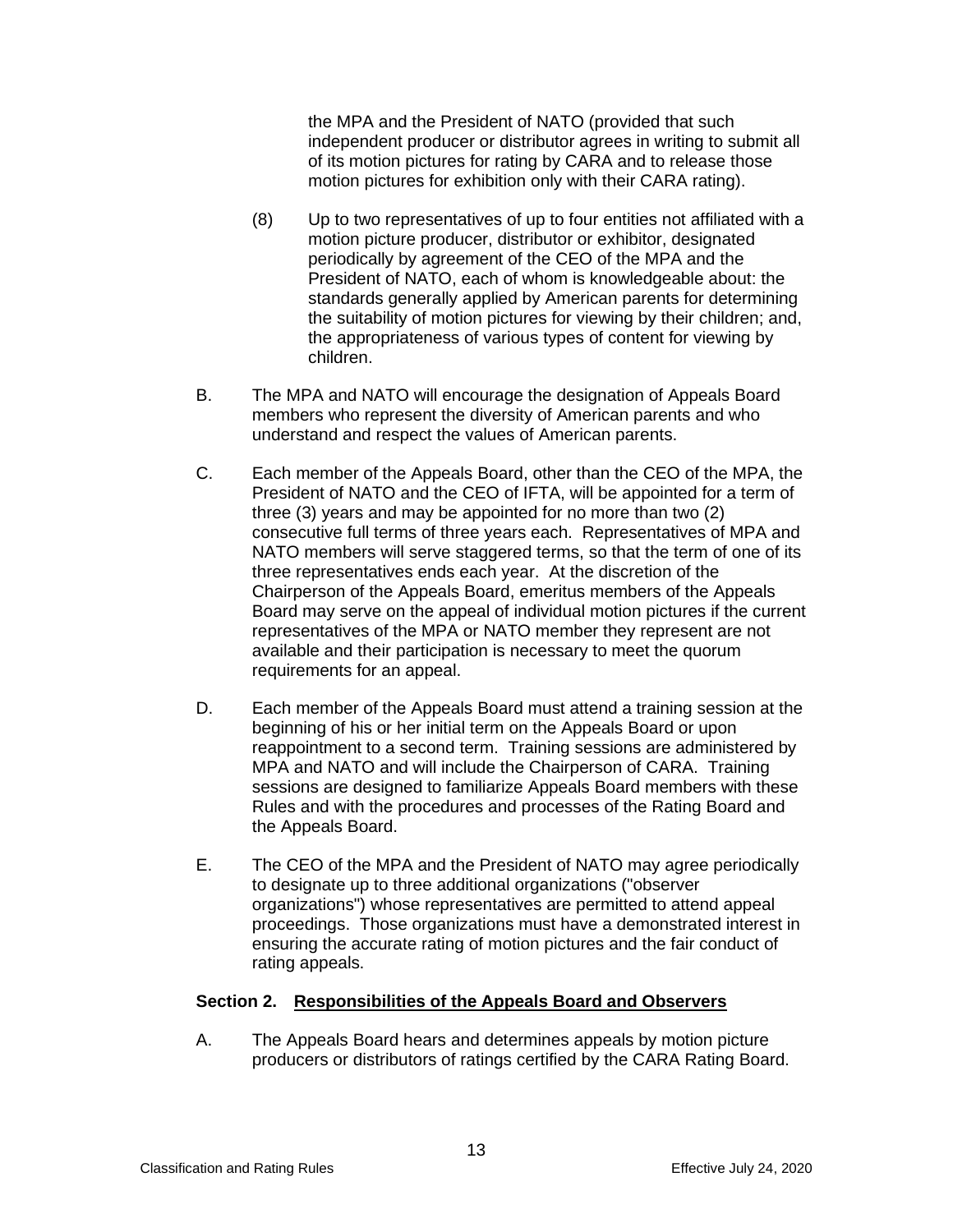the MPA and the President of NATO (provided that such independent producer or distributor agrees in writing to submit all of its motion pictures for rating by CARA and to release those motion pictures for exhibition only with their CARA rating).

(8) Up to two representatives of up to four entities not affiliated with a motion picture producer, distributor or exhibitor, designated periodically by agreement of the CEO of the MPA and the President of NATO, each of whom is knowledgeable about: the standards generally applied by American parents for determining the suitability of motion pictures for viewing by their children; and, the appropriateness of various types of content for viewing by children.

B. The MPA and NATO will encourage the designation of Appeals Board members who represent the diversity of American parents and who understand and respect the values of American parents.

C. Each member of the Appeals Board, other than the CEO of the MPA, the President of NATO and the CEO of IFTA, will be appointed for a term of three (3) years and may be appointed for no more than two (2) consecutive full terms of three years each. Representatives of MPA and NATO members will serve staggered terms, so that the term of one of its three representatives ends each year. At the discretion of the Chairperson of the Appeals Board, emeritus members of the Appeals Board may serve on the appeal of individual motion pictures if the current representatives of the MPA or NATO member they represent are not available and their participation is necessary to meet the quorum requirements for an appeal.

D. Each member of the Appeals Board must attend a training session at the beginning of his or her initial term on the Appeals Board or upon reappointment to a second term. Training sessions are administered by MPA and NATO and will include the Chairperson of CARA. Training sessions are designed to familiarize Appeals Board members with these Rules and with the procedures and processes of the Rating Board and the Appeals Board.

E. The CEO of the MPA and the President of NATO may agree periodically to designate up to three additional organizations ("observer organizations") whose representatives are permitted to attend appeal proceedings. Those organizations must have a demonstrated interest in ensuring the accurate rating of motion pictures and the fair conduct of rating appeals.

**Section 2. <u>Responsibilities of the Appeals Board and Observers</u>**

A. The Appeals Board hears and determines appeals by motion picture producers or distributors of ratings certified by the CARA Rating Board.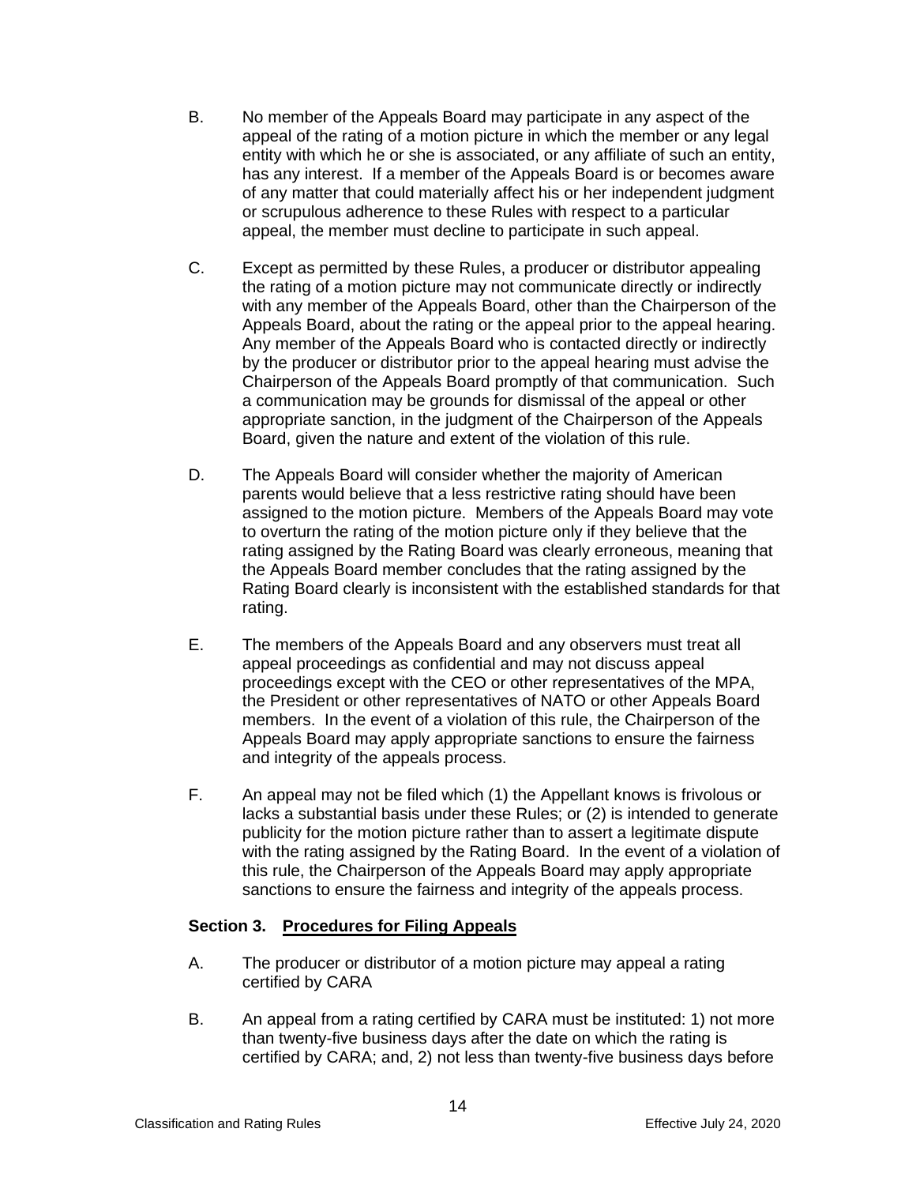B. No member of the Appeals Board may participate in any aspect of the appeal of the rating of a motion picture in which the member or any legal entity with which he or she is associated, or any affiliate of such an entity, has any interest. If a member of the Appeals Board is or becomes aware of any matter that could materially affect his or her independent judgment or scrupulous adherence to these Rules with respect to a particular appeal, the member must decline to participate in such appeal.

C. Except as permitted by these Rules, a producer or distributor appealing the rating of a motion picture may not communicate directly or indirectly with any member of the Appeals Board, other than the Chairperson of the Appeals Board, about the rating or the appeal prior to the appeal hearing. Any member of the Appeals Board who is contacted directly or indirectly by the producer or distributor prior to the appeal hearing must advise the Chairperson of the Appeals Board promptly of that communication. Such a communication may be grounds for dismissal of the appeal or other appropriate sanction, in the judgment of the Chairperson of the Appeals Board, given the nature and extent of the violation of this rule.

D. The Appeals Board will consider whether the majority of American parents would believe that a less restrictive rating should have been assigned to the motion picture. Members of the Appeals Board may vote to overturn the rating of the motion picture only if they believe that the rating assigned by the Rating Board was clearly erroneous, meaning that the Appeals Board member concludes that the rating assigned by the Rating Board clearly is inconsistent with the established standards for that rating.

E. The members of the Appeals Board and any observers must treat all appeal proceedings as confidential and may not discuss appeal proceedings except with the CEO or other representatives of the MPA, the President or other representatives of NATO or other Appeals Board members. In the event of a violation of this rule, the Chairperson of the Appeals Board may apply appropriate sanctions to ensure the fairness and integrity of the appeals process.

F. An appeal may not be filed which (1) the Appellant knows is frivolous or lacks a substantial basis under these Rules; or (2) is intended to generate publicity for the motion picture rather than to assert a legitimate dispute with the rating assigned by the Rating Board. In the event of a violation of this rule, the Chairperson of the Appeals Board may apply appropriate sanctions to ensure the fairness and integrity of the appeals process.

### Section 3. <u>Procedures for Filing Appeals</u>

A. The producer or distributor of a motion picture may appeal a rating certified by CARA

B. An appeal from a rating certified by CARA must be instituted: 1) not more than twenty-five business days after the date on which the rating is certified by CARA; and, 2) not less than twenty-five business days before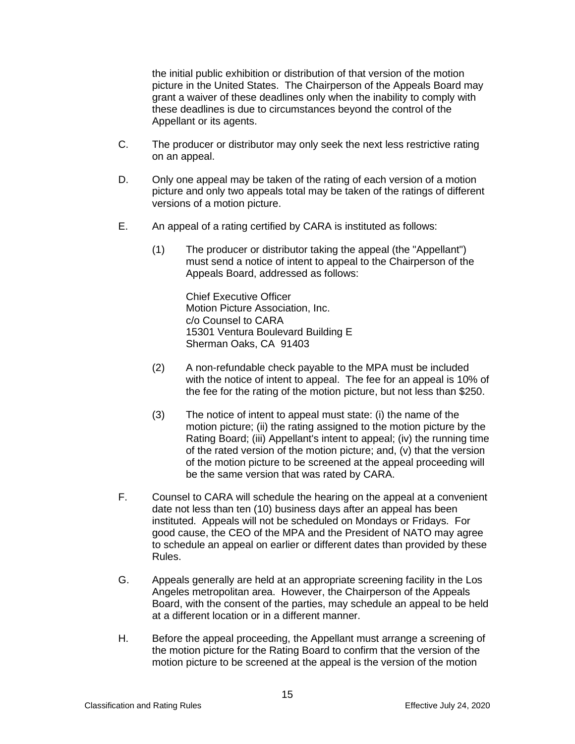the initial public exhibition or distribution of that version of the motion picture in the United States. The Chairperson of the Appeals Board may grant a waiver of these deadlines only when the inability to comply with these deadlines is due to circumstances beyond the control of the Appellant or its agents.

C. The producer or distributor may only seek the next less restrictive rating on an appeal.

D. Only one appeal may be taken of the rating of each version of a motion picture and only two appeals total may be taken of the ratings of different versions of a motion picture.

E. An appeal of a rating certified by CARA is instituted as follows:

   (1) The producer or distributor taking the appeal (the "Appellant") must send a notice of intent to appeal to the Chairperson of the Appeals Board, addressed as follows:

   Chief Executive Officer
   Motion Picture Association, Inc.
   c/o Counsel to CARA
   15301 Ventura Boulevard Building E
   Sherman Oaks, CA 91403

   (2) A non-refundable check payable to the MPA must be included with the notice of intent to appeal. The fee for an appeal is 10% of the fee for the rating of the motion picture, but not less than $250.

   (3) The notice of intent to appeal must state: (i) the name of the motion picture; (ii) the rating assigned to the motion picture by the Rating Board; (iii) Appellant's intent to appeal; (iv) the running time of the rated version of the motion picture; and, (v) that the version of the motion picture to be screened at the appeal proceeding will be the same version that was rated by CARA.

F. Counsel to CARA will schedule the hearing on the appeal at a convenient date not less than ten (10) business days after an appeal has been instituted. Appeals will not be scheduled on Mondays or Fridays. For good cause, the CEO of the MPA and the President of NATO may agree to schedule an appeal on earlier or different dates than provided by these Rules.

G. Appeals generally are held at an appropriate screening facility in the Los Angeles metropolitan area. However, the Chairperson of the Appeals Board, with the consent of the parties, may schedule an appeal to be held at a different location or in a different manner.

H. Before the appeal proceeding, the Appellant must arrange a screening of the motion picture for the Rating Board to confirm that the version of the motion picture to be screened at the appeal is the version of the motion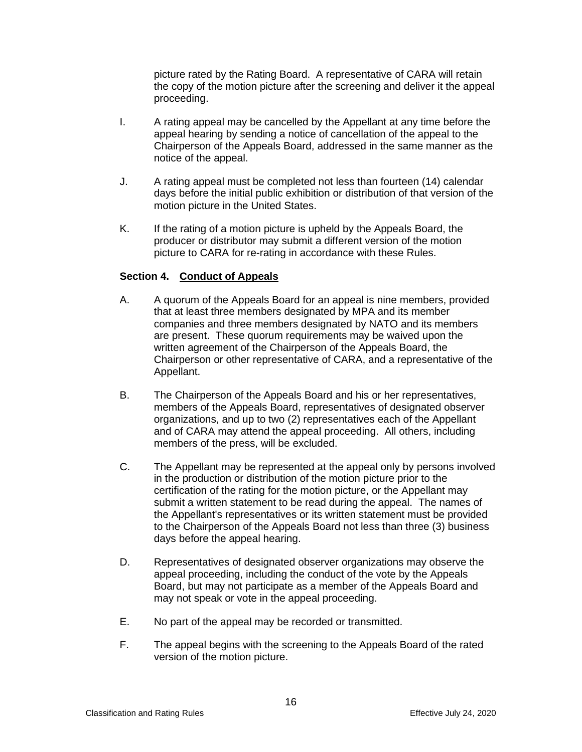picture rated by the Rating Board. A representative of CARA will retain the copy of the motion picture after the screening and deliver it the appeal proceeding.

I. A rating appeal may be cancelled by the Appellant at any time before the appeal hearing by sending a notice of cancellation of the appeal to the Chairperson of the Appeals Board, addressed in the same manner as the notice of the appeal.

J. A rating appeal must be completed not less than fourteen (14) calendar days before the initial public exhibition or distribution of that version of the motion picture in the United States.

K. If the rating of a motion picture is upheld by the Appeals Board, the producer or distributor may submit a different version of the motion picture to CARA for re-rating in accordance with these Rules.

**Section 4. Conduct of Appeals**

A. A quorum of the Appeals Board for an appeal is nine members, provided that at least three members designated by MPA and its member companies and three members designated by NATO and its members are present. These quorum requirements may be waived upon the written agreement of the Chairperson of the Appeals Board, the Chairperson or other representative of CARA, and a representative of the Appellant.

B. The Chairperson of the Appeals Board and his or her representatives, members of the Appeals Board, representatives of designated observer organizations, and up to two (2) representatives each of the Appellant and of CARA may attend the appeal proceeding. All others, including members of the press, will be excluded.

C. The Appellant may be represented at the appeal only by persons involved in the production or distribution of the motion picture prior to the certification of the rating for the motion picture, or the Appellant may submit a written statement to be read during the appeal. The names of the Appellant's representatives or its written statement must be provided to the Chairperson of the Appeals Board not less than three (3) business days before the appeal hearing.

D. Representatives of designated observer organizations may observe the appeal proceeding, including the conduct of the vote by the Appeals Board, but may not participate as a member of the Appeals Board and may not speak or vote in the appeal proceeding.

E. No part of the appeal may be recorded or transmitted.

F. The appeal begins with the screening to the Appeals Board of the rated version of the motion picture.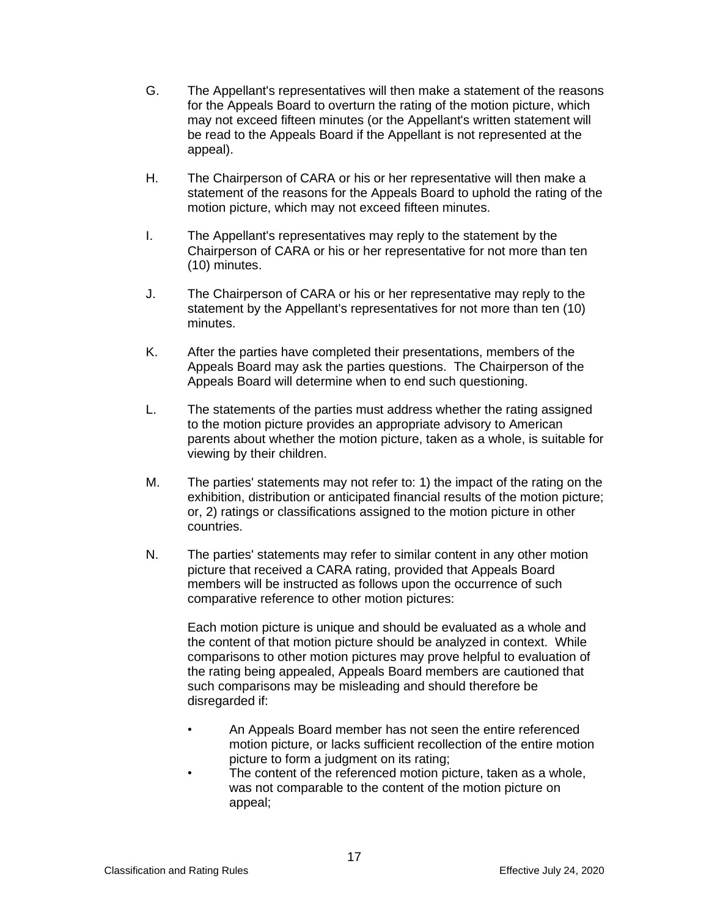G. The Appellant's representatives will then make a statement of the reasons for the Appeals Board to overturn the rating of the motion picture, which may not exceed fifteen minutes (or the Appellant's written statement will be read to the Appeals Board if the Appellant is not represented at the appeal).

H. The Chairperson of CARA or his or her representative will then make a statement of the reasons for the Appeals Board to uphold the rating of the motion picture, which may not exceed fifteen minutes.

I. The Appellant's representatives may reply to the statement by the Chairperson of CARA or his or her representative for not more than ten (10) minutes.

J. The Chairperson of CARA or his or her representative may reply to the statement by the Appellant's representatives for not more than ten (10) minutes.

K. After the parties have completed their presentations, members of the Appeals Board may ask the parties questions. The Chairperson of the Appeals Board will determine when to end such questioning.

L. The statements of the parties must address whether the rating assigned to the motion picture provides an appropriate advisory to American parents about whether the motion picture, taken as a whole, is suitable for viewing by their children.

M. The parties' statements may not refer to: 1) the impact of the rating on the exhibition, distribution or anticipated financial results of the motion picture; or, 2) ratings or classifications assigned to the motion picture in other countries.

N. The parties' statements may refer to similar content in any other motion picture that received a CARA rating, provided that Appeals Board members will be instructed as follows upon the occurrence of such comparative reference to other motion pictures:

   Each motion picture is unique and should be evaluated as a whole and the content of that motion picture should be analyzed in context. While comparisons to other motion pictures may prove helpful to evaluation of the rating being appealed, Appeals Board members are cautioned that such comparisons may be misleading and should therefore be disregarded if:

   - An Appeals Board member has not seen the entire referenced motion picture, or lacks sufficient recollection of the entire motion picture to form a judgment on its rating;
   - The content of the referenced motion picture, taken as a whole, was not comparable to the content of the motion picture on appeal;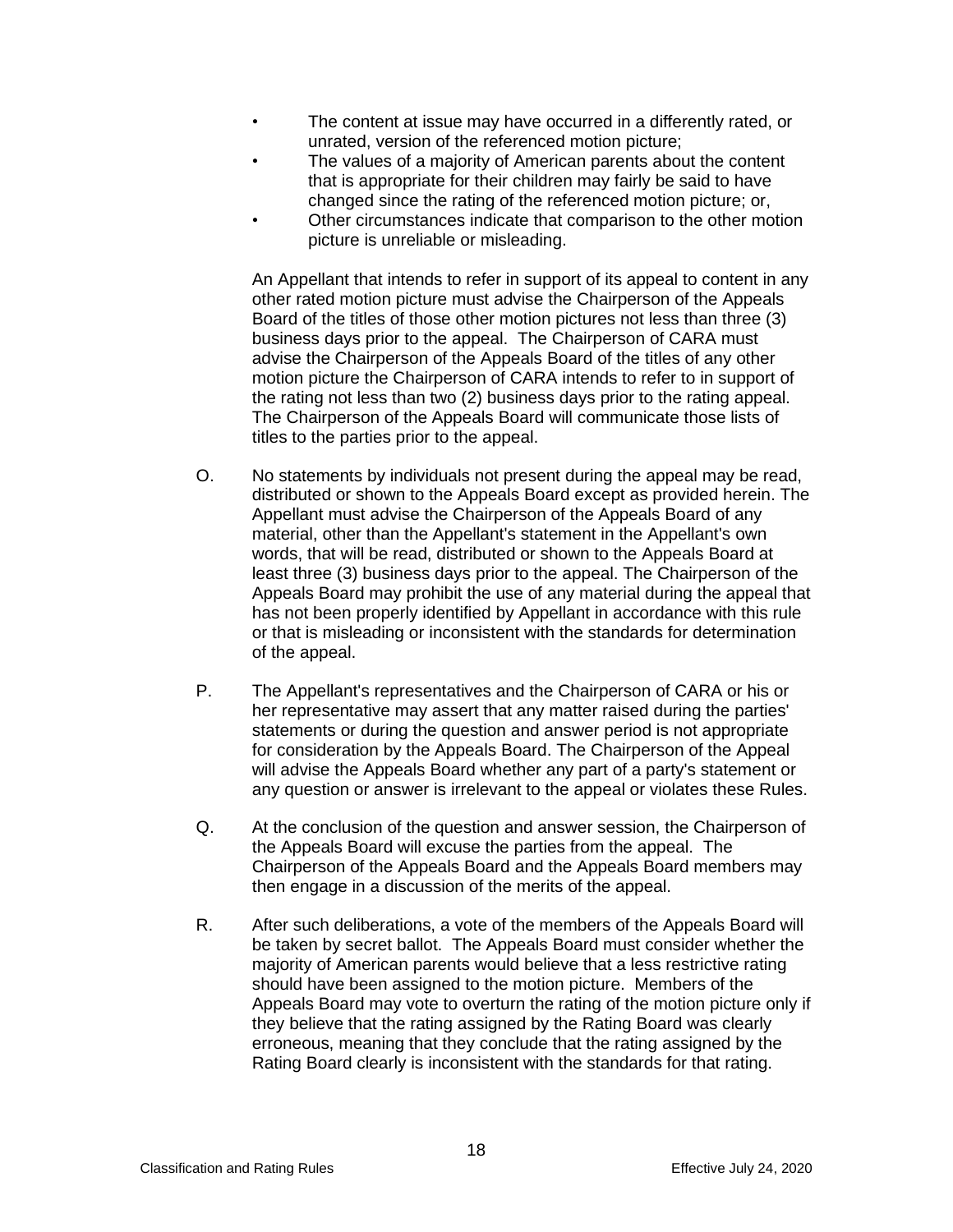- The content at issue may have occurred in a differently rated, or unrated, version of the referenced motion picture;
- The values of a majority of American parents about the content that is appropriate for their children may fairly be said to have changed since the rating of the referenced motion picture; or,
- Other circumstances indicate that comparison to the other motion picture is unreliable or misleading.

An Appellant that intends to refer in support of its appeal to content in any other rated motion picture must advise the Chairperson of the Appeals Board of the titles of those other motion pictures not less than three (3) business days prior to the appeal. The Chairperson of CARA must advise the Chairperson of the Appeals Board of the titles of any other motion picture the Chairperson of CARA intends to refer to in support of the rating not less than two (2) business days prior to the rating appeal. The Chairperson of the Appeals Board will communicate those lists of titles to the parties prior to the appeal.

O. No statements by individuals not present during the appeal may be read, distributed or shown to the Appeals Board except as provided herein. The Appellant must advise the Chairperson of the Appeals Board of any material, other than the Appellant's statement in the Appellant's own words, that will be read, distributed or shown to the Appeals Board at least three (3) business days prior to the appeal. The Chairperson of the Appeals Board may prohibit the use of any material during the appeal that has not been properly identified by Appellant in accordance with this rule or that is misleading or inconsistent with the standards for determination of the appeal.

P. The Appellant's representatives and the Chairperson of CARA or his or her representative may assert that any matter raised during the parties' statements or during the question and answer period is not appropriate for consideration by the Appeals Board. The Chairperson of the Appeal will advise the Appeals Board whether any part of a party's statement or any question or answer is irrelevant to the appeal or violates these Rules.

Q. At the conclusion of the question and answer session, the Chairperson of the Appeals Board will excuse the parties from the appeal. The Chairperson of the Appeals Board and the Appeals Board members may then engage in a discussion of the merits of the appeal.

R. After such deliberations, a vote of the members of the Appeals Board will be taken by secret ballot. The Appeals Board must consider whether the majority of American parents would believe that a less restrictive rating should have been assigned to the motion picture. Members of the Appeals Board may vote to overturn the rating of the motion picture only if they believe that the rating assigned by the Rating Board was clearly erroneous, meaning that they conclude that the rating assigned by the Rating Board clearly is inconsistent with the standards for that rating.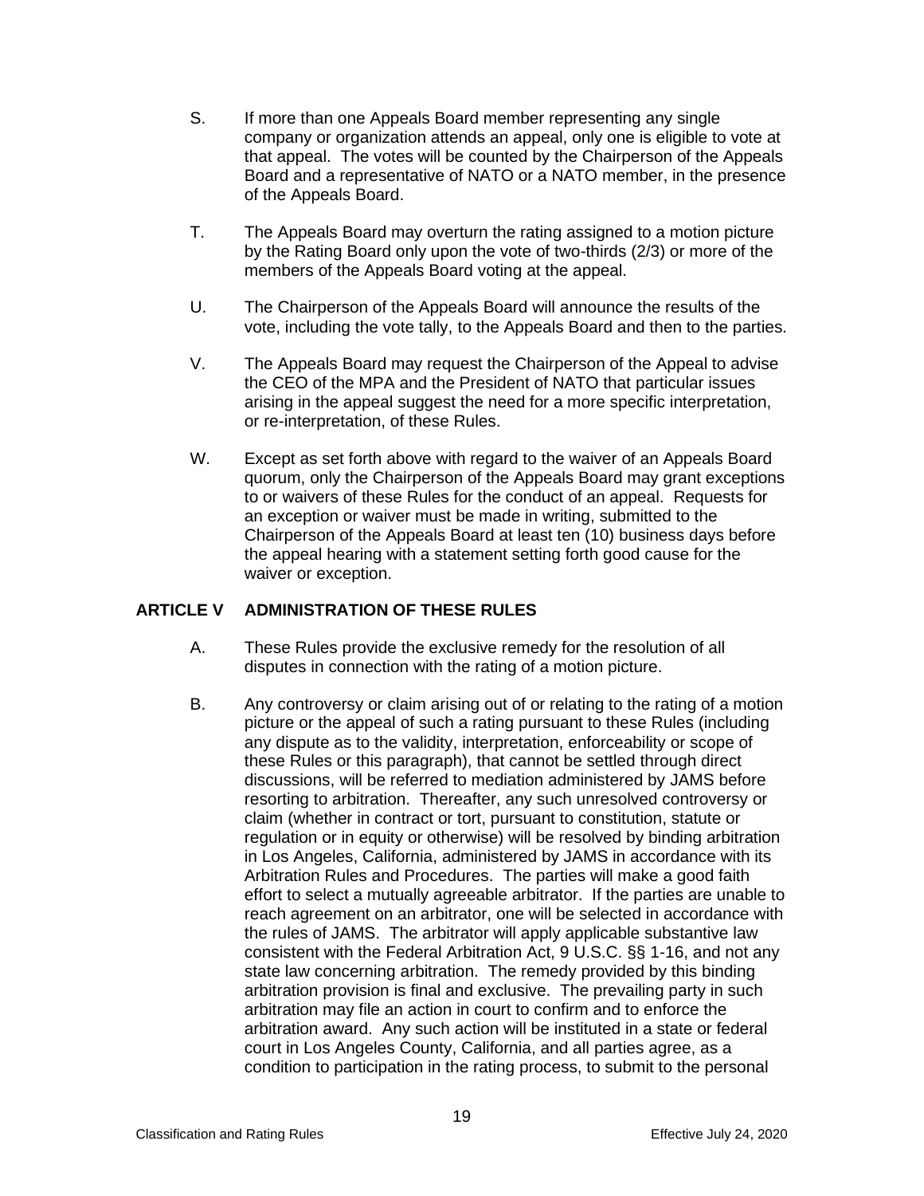S. If more than one Appeals Board member representing any single company or organization attends an appeal, only one is eligible to vote at that appeal. The votes will be counted by the Chairperson of the Appeals Board and a representative of NATO or a NATO member, in the presence of the Appeals Board.

T. The Appeals Board may overturn the rating assigned to a motion picture by the Rating Board only upon the vote of two-thirds (2/3) or more of the members of the Appeals Board voting at the appeal.

U. The Chairperson of the Appeals Board will announce the results of the vote, including the vote tally, to the Appeals Board and then to the parties.

V. The Appeals Board may request the Chairperson of the Appeal to advise the CEO of the MPA and the President of NATO that particular issues arising in the appeal suggest the need for a more specific interpretation, or re-interpretation, of these Rules.

W. Except as set forth above with regard to the waiver of an Appeals Board quorum, only the Chairperson of the Appeals Board may grant exceptions to or waivers of these Rules for the conduct of an appeal. Requests for an exception or waiver must be made in writing, submitted to the Chairperson of the Appeals Board at least ten (10) business days before the appeal hearing with a statement setting forth good cause for the waiver or exception.

## ARTICLE V ADMINISTRATION OF THESE RULES

A. These Rules provide the exclusive remedy for the resolution of all disputes in connection with the rating of a motion picture.

B. Any controversy or claim arising out of or relating to the rating of a motion picture or the appeal of such a rating pursuant to these Rules (including any dispute as to the validity, interpretation, enforceability or scope of these Rules or this paragraph), that cannot be settled through direct discussions, will be referred to mediation administered by JAMS before resorting to arbitration. Thereafter, any such unresolved controversy or claim (whether in contract or tort, pursuant to constitution, statute or regulation or in equity or otherwise) will be resolved by binding arbitration in Los Angeles, California, administered by JAMS in accordance with its Arbitration Rules and Procedures. The parties will make a good faith effort to select a mutually agreeable arbitrator. If the parties are unable to reach agreement on an arbitrator, one will be selected in accordance with the rules of JAMS. The arbitrator will apply applicable substantive law consistent with the Federal Arbitration Act, 9 U.S.C. §§ 1-16, and not any state law concerning arbitration. The remedy provided by this binding arbitration provision is final and exclusive. The prevailing party in such arbitration may file an action in court to confirm and to enforce the arbitration award. Any such action will be instituted in a state or federal court in Los Angeles County, California, and all parties agree, as a condition to participation in the rating process, to submit to the personal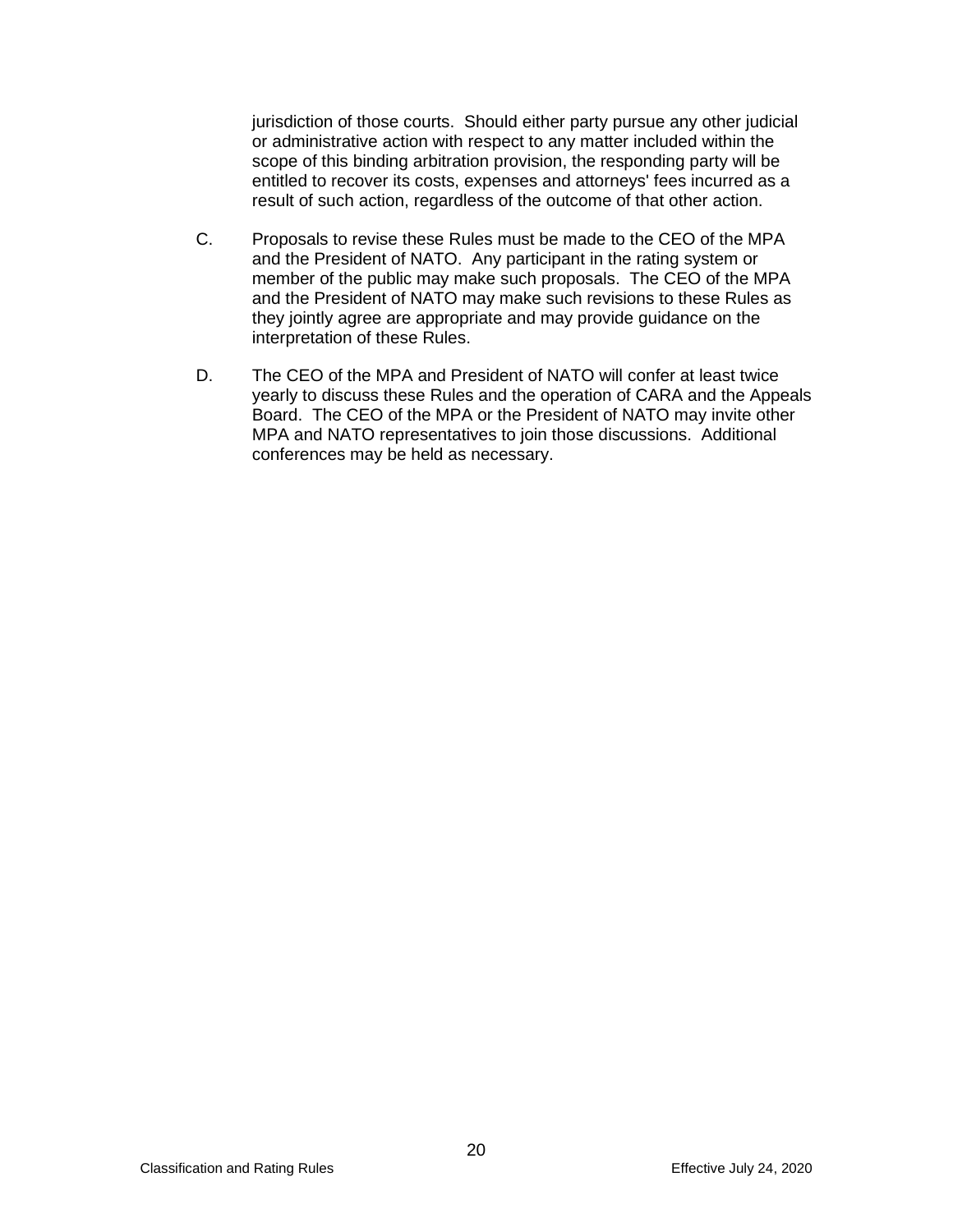jurisdiction of those courts. Should either party pursue any other judicial or administrative action with respect to any matter included within the scope of this binding arbitration provision, the responding party will be entitled to recover its costs, expenses and attorneys' fees incurred as a result of such action, regardless of the outcome of that other action.

C. Proposals to revise these Rules must be made to the CEO of the MPA and the President of NATO. Any participant in the rating system or member of the public may make such proposals. The CEO of the MPA and the President of NATO may make such revisions to these Rules as they jointly agree are appropriate and may provide guidance on the interpretation of these Rules.

D. The CEO of the MPA and President of NATO will confer at least twice yearly to discuss these Rules and the operation of CARA and the Appeals Board. The CEO of the MPA or the President of NATO may invite other MPA and NATO representatives to join those discussions. Additional conferences may be held as necessary.